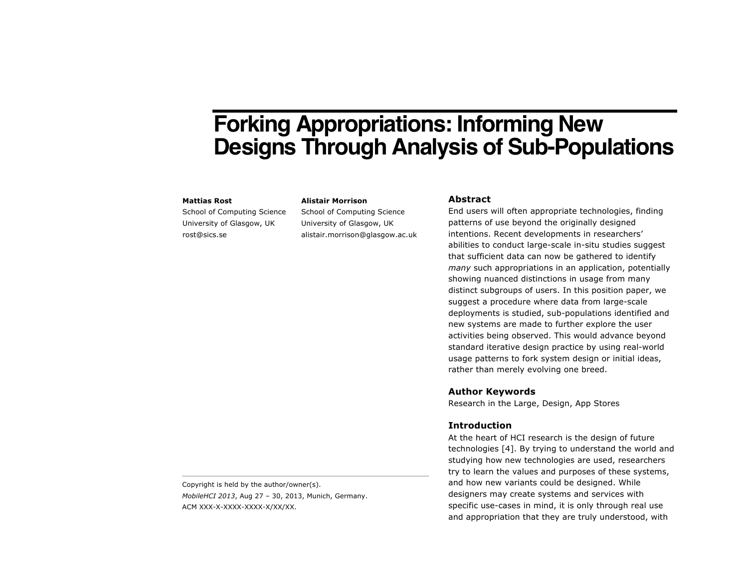# Forking Appropriations: Informing New Designs Through Analysis of Sub-Populations

**Mattias Rost**
School of Computing Science
University of Glasgow, UK
rost@sics.se

**Alistair Morrison**
School of Computing Science
University of Glasgow, UK
alistair.morrison@glasgow.ac.uk

Copyright is held by the author/owner(s).
*MobileHCI 2013*, Aug 27 – 30, 2013, Munich, Germany.
ACM XXX-X-XXXX-XXXX-X/XX/XX.

## Abstract

End users will often appropriate technologies, finding patterns of use beyond the originally designed intentions. Recent developments in researchers' abilities to conduct large-scale in-situ studies suggest that sufficient data can now be gathered to identify *many* such appropriations in an application, potentially showing nuanced distinctions in usage from many distinct subgroups of users. In this position paper, we suggest a procedure where data from large-scale deployments is studied, sub-populations identified and new systems are made to further explore the user activities being observed. This would advance beyond standard iterative design practice by using real-world usage patterns to fork system design or initial ideas, rather than merely evolving one breed.

## Author Keywords

Research in the Large, Design, App Stores

## Introduction

At the heart of HCI research is the design of future technologies [4]. By trying to understand the world and studying how new technologies are used, researchers try to learn the values and purposes of these systems, and how new variants could be designed. While designers may create systems and services with specific use-cases in mind, it is only through real use and appropriation that they are truly understood, with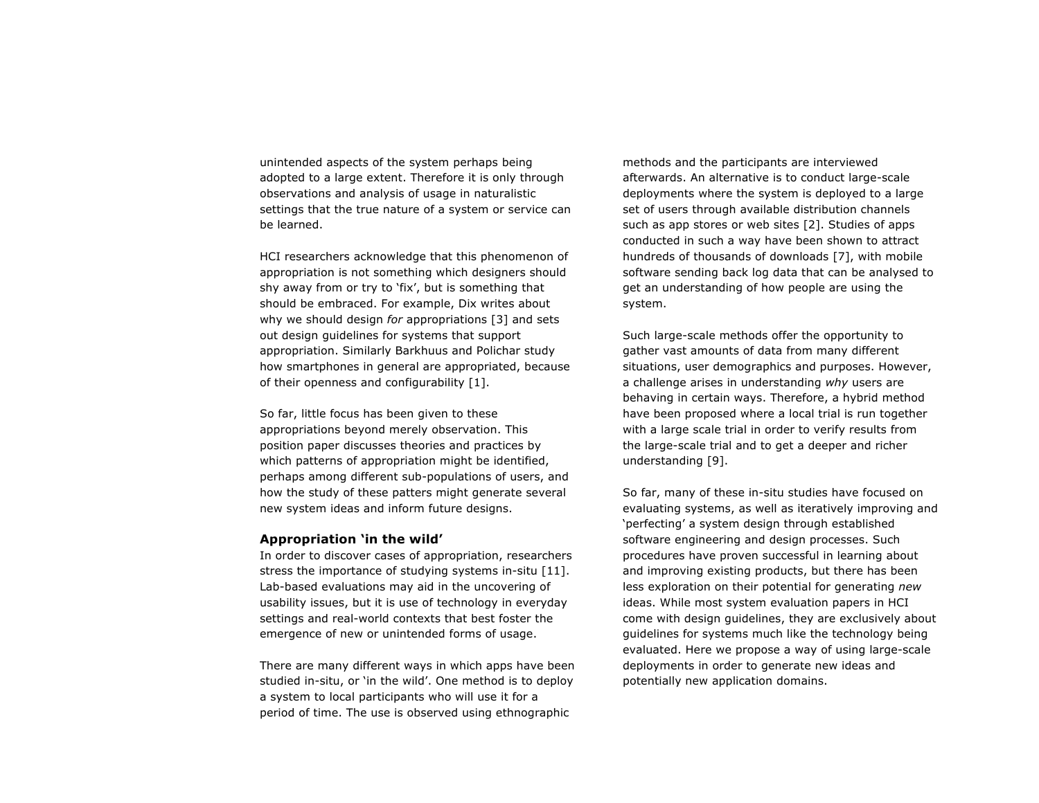unintended aspects of the system perhaps being adopted to a large extent. Therefore it is only through observations and analysis of usage in naturalistic settings that the true nature of a system or service can be learned.

HCI researchers acknowledge that this phenomenon of appropriation is not something which designers should shy away from or try to 'fix', but is something that should be embraced. For example, Dix writes about why we should design *for* appropriations [3] and sets out design guidelines for systems that support appropriation. Similarly Barkhuus and Polichar study how smartphones in general are appropriated, because of their openness and configurability [1].

So far, little focus has been given to these appropriations beyond merely observation. This position paper discusses theories and practices by which patterns of appropriation might be identified, perhaps among different sub-populations of users, and how the study of these patters might generate several new system ideas and inform future designs.

### Appropriation 'in the wild'

In order to discover cases of appropriation, researchers stress the importance of studying systems in-situ [11]. Lab-based evaluations may aid in the uncovering of usability issues, but it is use of technology in everyday settings and real-world contexts that best foster the emergence of new or unintended forms of usage.

There are many different ways in which apps have been studied in-situ, or 'in the wild'. One method is to deploy a system to local participants who will use it for a period of time. The use is observed using ethnographic methods and the participants are interviewed afterwards. An alternative is to conduct large-scale deployments where the system is deployed to a large set of users through available distribution channels such as app stores or web sites [2]. Studies of apps conducted in such a way have been shown to attract hundreds of thousands of downloads [7], with mobile software sending back log data that can be analysed to get an understanding of how people are using the system.

Such large-scale methods offer the opportunity to gather vast amounts of data from many different situations, user demographics and purposes. However, a challenge arises in understanding *why* users are behaving in certain ways. Therefore, a hybrid method have been proposed where a local trial is run together with a large scale trial in order to verify results from the large-scale trial and to get a deeper and richer understanding [9].

So far, many of these in-situ studies have focused on evaluating systems, as well as iteratively improving and 'perfecting' a system design through established software engineering and design processes. Such procedures have proven successful in learning about and improving existing products, but there has been less exploration on their potential for generating *new* ideas. While most system evaluation papers in HCI come with design guidelines, they are exclusively about guidelines for systems much like the technology being evaluated. Here we propose a way of using large-scale deployments in order to generate new ideas and potentially new application domains.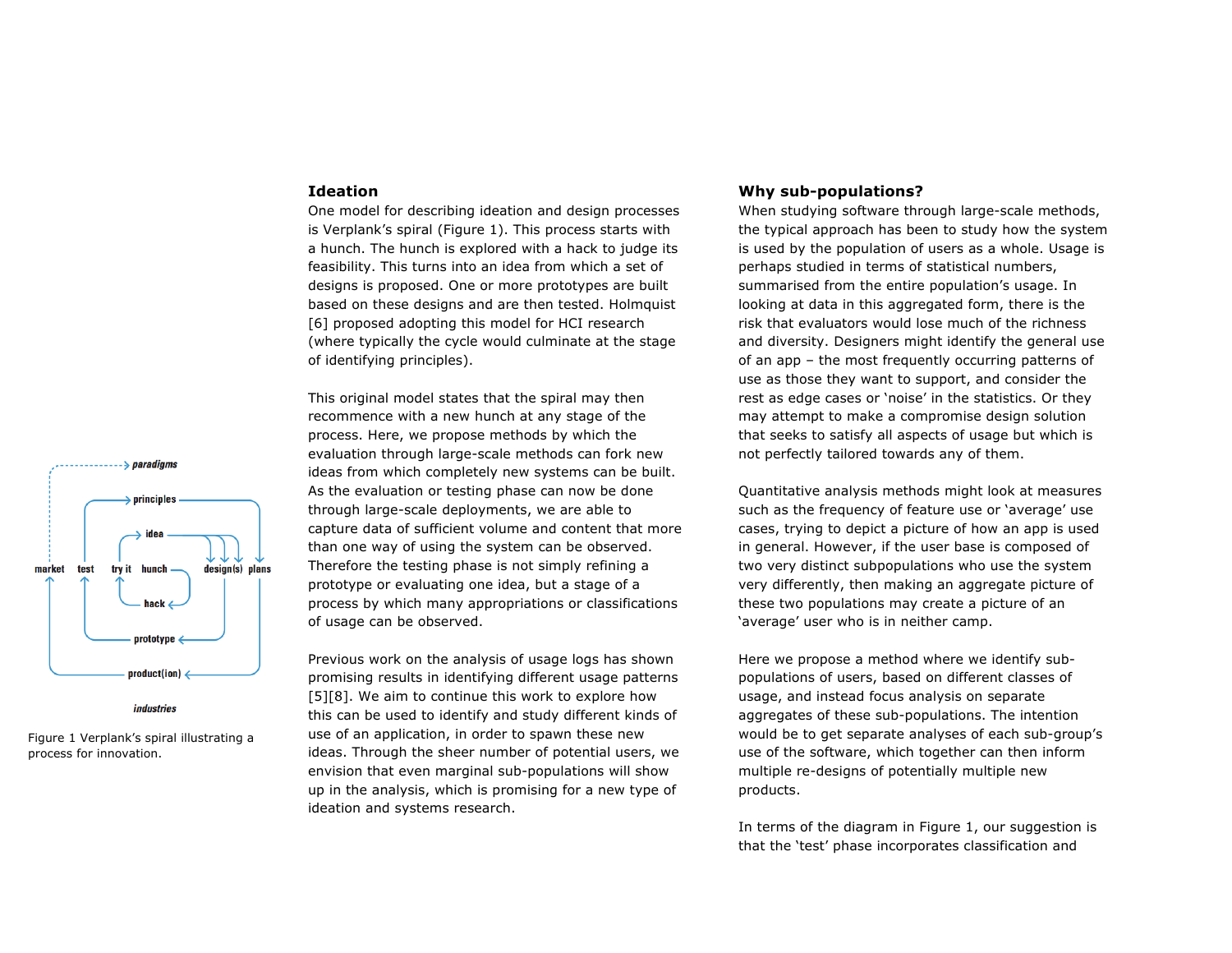Figure 1 Verplank's spiral illustrating a process for innovation.

## Ideation

One model for describing ideation and design processes is Verplank's spiral (Figure 1). This process starts with a hunch. The hunch is explored with a hack to judge its feasibility. This turns into an idea from which a set of designs is proposed. One or more prototypes are built based on these designs and are then tested. Holmquist [6] proposed adopting this model for HCI research (where typically the cycle would culminate at the stage of identifying principles).

This original model states that the spiral may then recommence with a new hunch at any stage of the process. Here, we propose methods by which the evaluation through large-scale methods can fork new ideas from which completely new systems can be built. As the evaluation or testing phase can now be done through large-scale deployments, we are able to capture data of sufficient volume and content that more than one way of using the system can be observed. Therefore the testing phase is not simply refining a prototype or evaluating one idea, but a stage of a process by which many appropriations or classifications of usage can be observed.

Previous work on the analysis of usage logs has shown promising results in identifying different usage patterns [5][8]. We aim to continue this work to explore how this can be used to identify and study different kinds of use of an application, in order to spawn these new ideas. Through the sheer number of potential users, we envision that even marginal sub-populations will show up in the analysis, which is promising for a new type of ideation and systems research.

## Why sub-populations?

When studying software through large-scale methods, the typical approach has been to study how the system is used by the population of users as a whole. Usage is perhaps studied in terms of statistical numbers, summarised from the entire population's usage. In looking at data in this aggregated form, there is the risk that evaluators would lose much of the richness and diversity. Designers might identify the general use of an app – the most frequently occurring patterns of use as those they want to support, and consider the rest as edge cases or 'noise' in the statistics. Or they may attempt to make a compromise design solution that seeks to satisfy all aspects of usage but which is not perfectly tailored towards any of them.

Quantitative analysis methods might look at measures such as the frequency of feature use or 'average' use cases, trying to depict a picture of how an app is used in general. However, if the user base is composed of two very distinct subpopulations who use the system very differently, then making an aggregate picture of these two populations may create a picture of an 'average' user who is in neither camp.

Here we propose a method where we identify sub-populations of users, based on different classes of usage, and instead focus analysis on separate aggregates of these sub-populations. The intention would be to get separate analyses of each sub-group's use of the software, which together can then inform multiple re-designs of potentially multiple new products.

In terms of the diagram in Figure 1, our suggestion is that the 'test' phase incorporates classification and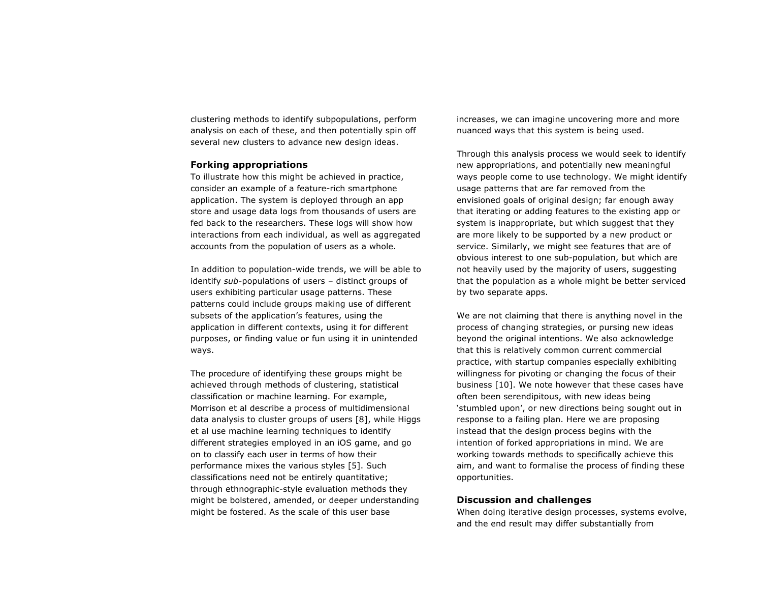clustering methods to identify subpopulations, perform analysis on each of these, and then potentially spin off several new clusters to advance new design ideas.

## Forking appropriations

To illustrate how this might be achieved in practice, consider an example of a feature-rich smartphone application. The system is deployed through an app store and usage data logs from thousands of users are fed back to the researchers. These logs will show how interactions from each individual, as well as aggregated accounts from the population of users as a whole.

In addition to population-wide trends, we will be able to identify *sub*-populations of users – distinct groups of users exhibiting particular usage patterns. These patterns could include groups making use of different subsets of the application's features, using the application in different contexts, using it for different purposes, or finding value or fun using it in unintended ways.

The procedure of identifying these groups might be achieved through methods of clustering, statistical classification or machine learning. For example, Morrison et al describe a process of multidimensional data analysis to cluster groups of users [8], while Higgs et al use machine learning techniques to identify different strategies employed in an iOS game, and go on to classify each user in terms of how their performance mixes the various styles [5]. Such classifications need not be entirely quantitative; through ethnographic-style evaluation methods they might be bolstered, amended, or deeper understanding might be fostered. As the scale of this user base increases, we can imagine uncovering more and more nuanced ways that this system is being used.

Through this analysis process we would seek to identify new appropriations, and potentially new meaningful ways people come to use technology. We might identify usage patterns that are far removed from the envisioned goals of original design; far enough away that iterating or adding features to the existing app or system is inappropriate, but which suggest that they are more likely to be supported by a new product or service. Similarly, we might see features that are of obvious interest to one sub-population, but which are not heavily used by the majority of users, suggesting that the population as a whole might be better serviced by two separate apps.

We are not claiming that there is anything novel in the process of changing strategies, or pursing new ideas beyond the original intentions. We also acknowledge that this is relatively common current commercial practice, with startup companies especially exhibiting willingness for pivoting or changing the focus of their business [10]. We note however that these cases have often been serendipitous, with new ideas being 'stumbled upon', or new directions being sought out in response to a failing plan. Here we are proposing instead that the design process begins with the intention of forked appropriations in mind. We are working towards methods to specifically achieve this aim, and want to formalise the process of finding these opportunities.

## Discussion and challenges

When doing iterative design processes, systems evolve, and the end result may differ substantially from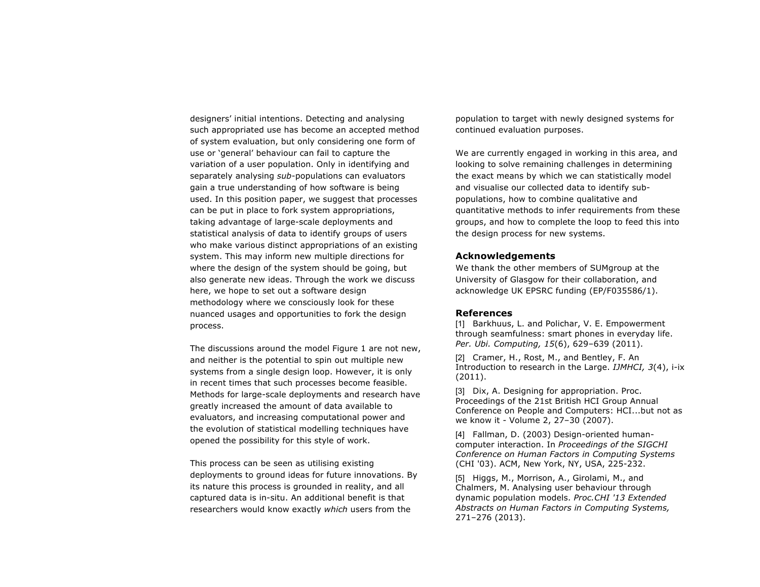designers' initial intentions. Detecting and analysing such appropriated use has become an accepted method of system evaluation, but only considering one form of use or 'general' behaviour can fail to capture the variation of a user population. Only in identifying and separately analysing *sub*-populations can evaluators gain a true understanding of how software is being used. In this position paper, we suggest that processes can be put in place to fork system appropriations, taking advantage of large-scale deployments and statistical analysis of data to identify groups of users who make various distinct appropriations of an existing system. This may inform new multiple directions for where the design of the system should be going, but also generate new ideas. Through the work we discuss here, we hope to set out a software design methodology where we consciously look for these nuanced usages and opportunities to fork the design process.

The discussions around the model Figure 1 are not new, and neither is the potential to spin out multiple new systems from a single design loop. However, it is only in recent times that such processes become feasible. Methods for large-scale deployments and research have greatly increased the amount of data available to evaluators, and increasing computational power and the evolution of statistical modelling techniques have opened the possibility for this style of work.

This process can be seen as utilising existing deployments to ground ideas for future innovations. By its nature this process is grounded in reality, and all captured data is in-situ. An additional benefit is that researchers would know exactly *which* users from the population to target with newly designed systems for continued evaluation purposes.

We are currently engaged in working in this area, and looking to solve remaining challenges in determining the exact means by which we can statistically model and visualise our collected data to identify sub-populations, how to combine qualitative and quantitative methods to infer requirements from these groups, and how to complete the loop to feed this into the design process for new systems.

## Acknowledgements

We thank the other members of SUMgroup at the University of Glasgow for their collaboration, and acknowledge UK EPSRC funding (EP/F035586/1).

## References

[1] Barkhuus, L. and Polichar, V. E. Empowerment through seamfulness: smart phones in everyday life. *Per. Ubi. Computing, 15*(6), 629–639 (2011).

[2] Cramer, H., Rost, M., and Bentley, F. An Introduction to research in the Large. *IJMHCI, 3*(4), i-ix (2011).

[3] Dix, A. Designing for appropriation. Proc. Proceedings of the 21st British HCI Group Annual Conference on People and Computers: HCI...but not as we know it - Volume 2, 27–30 (2007).

[4] Fallman, D. (2003) Design-oriented human-computer interaction. In *Proceedings of the SIGCHI Conference on Human Factors in Computing Systems* (CHI '03). ACM, New York, NY, USA, 225-232.

[5] Higgs, M., Morrison, A., Girolami, M., and Chalmers, M. Analysing user behaviour through dynamic population models. *Proc.CHI '13 Extended Abstracts on Human Factors in Computing Systems,* 271–276 (2013).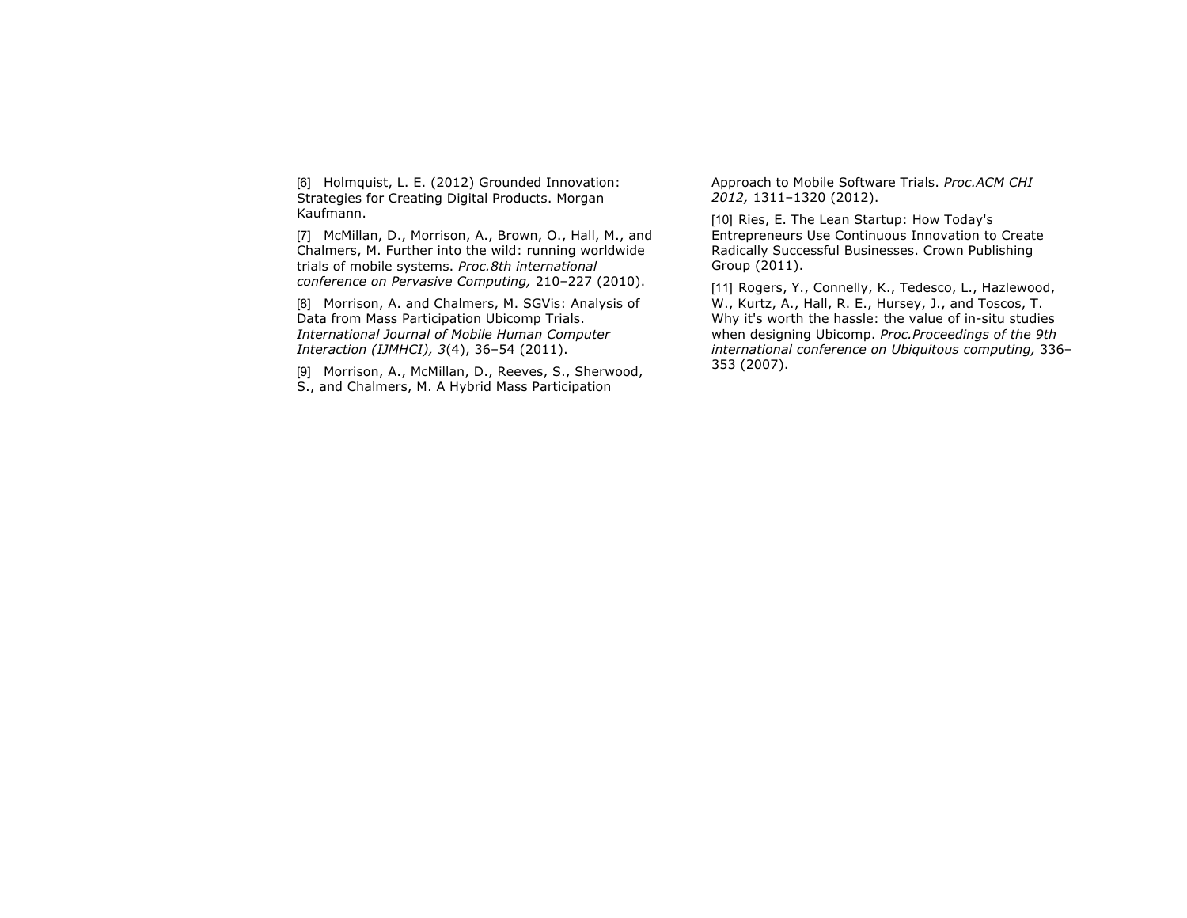[6] Holmquist, L. E. (2012) Grounded Innovation: Strategies for Creating Digital Products. Morgan Kaufmann.

[7] McMillan, D., Morrison, A., Brown, O., Hall, M., and Chalmers, M. Further into the wild: running worldwide trials of mobile systems. *Proc.8th international conference on Pervasive Computing,* 210–227 (2010).

[8] Morrison, A. and Chalmers, M. SGVis: Analysis of Data from Mass Participation Ubicomp Trials. *International Journal of Mobile Human Computer Interaction (IJMHCI), 3*(4), 36–54 (2011).

[9] Morrison, A., McMillan, D., Reeves, S., Sherwood, S., and Chalmers, M. A Hybrid Mass Participation Approach to Mobile Software Trials. *Proc.ACM CHI 2012,* 1311–1320 (2012).

[10] Ries, E. The Lean Startup: How Today's Entrepreneurs Use Continuous Innovation to Create Radically Successful Businesses. Crown Publishing Group (2011).

[11] Rogers, Y., Connelly, K., Tedesco, L., Hazlewood, W., Kurtz, A., Hall, R. E., Hursey, J., and Toscos, T. Why it's worth the hassle: the value of in-situ studies when designing Ubicomp. *Proc.Proceedings of the 9th international conference on Ubiquitous computing,* 336–353 (2007).